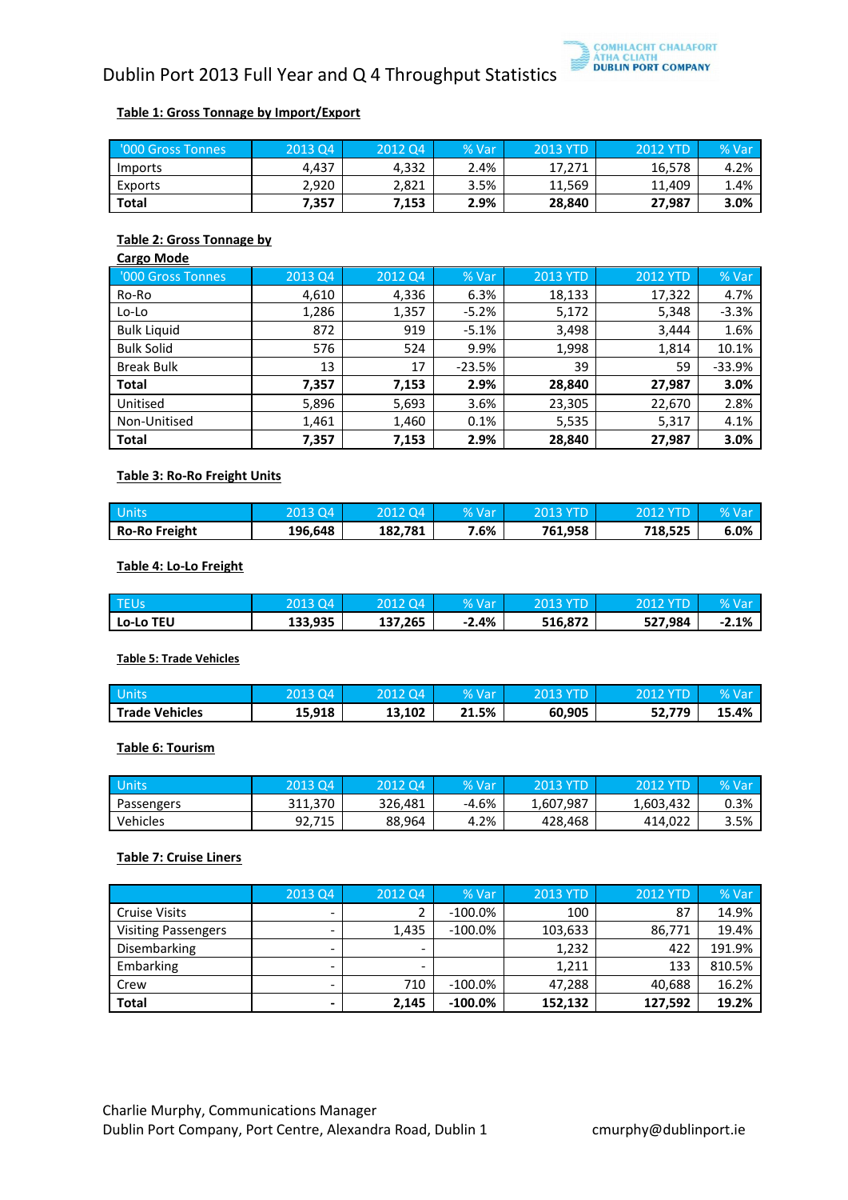# Dublin Port 2013 Full Year and Q 4 Throughput Statistics

COMHLACHT CHALAFORT ÁTHA CLIATH
DUBLIN PORT COMPANY

**Table 1: Gross Tonnage by Import/Export**

| '000 Gross Tonnes | 2013 Q4 | 2012 Q4 | % Var | 2013 YTD | 2012 YTD | % Var |
|---|---|---|---|---|---|---|
| Imports | 4,437 | 4,332 | 2.4% | 17,271 | 16,578 | 4.2% |
| Exports | 2,920 | 2,821 | 3.5% | 11,569 | 11,409 | 1.4% |
| **Total** | **7,357** | **7,153** | **2.9%** | **28,840** | **27,987** | **3.0%** |

**Table 2: Gross Tonnage by Cargo Mode**

| '000 Gross Tonnes | 2013 Q4 | 2012 Q4 | % Var | 2013 YTD | 2012 YTD | % Var |
|---|---|---|---|---|---|---|
| Ro-Ro | 4,610 | 4,336 | 6.3% | 18,133 | 17,322 | 4.7% |
| Lo-Lo | 1,286 | 1,357 | -5.2% | 5,172 | 5,348 | -3.3% |
| Bulk Liquid | 872 | 919 | -5.1% | 3,498 | 3,444 | 1.6% |
| Bulk Solid | 576 | 524 | 9.9% | 1,998 | 1,814 | 10.1% |
| Break Bulk | 13 | 17 | -23.5% | 39 | 59 | -33.9% |
| **Total** | **7,357** | **7,153** | **2.9%** | **28,840** | **27,987** | **3.0%** |
| Unitised | 5,896 | 5,693 | 3.6% | 23,305 | 22,670 | 2.8% |
| Non-Unitised | 1,461 | 1,460 | 0.1% | 5,535 | 5,317 | 4.1% |
| **Total** | **7,357** | **7,153** | **2.9%** | **28,840** | **27,987** | **3.0%** |

**Table 3: Ro-Ro Freight Units**

| Units | 2013 Q4 | 2012 Q4 | % Var | 2013 YTD | 2012 YTD | % Var |
|---|---|---|---|---|---|---|
| **Ro-Ro Freight** | **196,648** | **182,781** | **7.6%** | **761,958** | **718,525** | **6.0%** |

**Table 4: Lo-Lo Freight**

| TEUs | 2013 Q4 | 2012 Q4 | % Var | 2013 YTD | 2012 YTD | % Var |
|---|---|---|---|---|---|---|
| **Lo-Lo TEU** | **133,935** | **137,265** | **-2.4%** | **516,872** | **527,984** | **-2.1%** |

**Table 5: Trade Vehicles**

| Units | 2013 Q4 | 2012 Q4 | % Var | 2013 YTD | 2012 YTD | % Var |
|---|---|---|---|---|---|---|
| **Trade Vehicles** | **15,918** | **13,102** | **21.5%** | **60,905** | **52,779** | **15.4%** |

**Table 6: Tourism**

| Units | 2013 Q4 | 2012 Q4 | % Var | 2013 YTD | 2012 YTD | % Var |
|---|---|---|---|---|---|---|
| Passengers | 311,370 | 326,481 | -4.6% | 1,607,987 | 1,603,432 | 0.3% |
| Vehicles | 92,715 | 88,964 | 4.2% | 428,468 | 414,022 | 3.5% |

**Table 7: Cruise Liners**

| | 2013 Q4 | 2012 Q4 | % Var | 2013 YTD | 2012 YTD | % Var |
|---|---|---|---|---|---|---|
| Cruise Visits | - | 2 | -100.0% | 100 | 87 | 14.9% |
| Visiting Passengers | - | 1,435 | -100.0% | 103,633 | 86,771 | 19.4% |
| Disembarking | - | - | | 1,232 | 422 | 191.9% |
| Embarking | - | - | | 1,211 | 133 | 810.5% |
| Crew | - | 710 | -100.0% | 47,288 | 40,688 | 16.2% |
| **Total** | **-** | **2,145** | **-100.0%** | **152,132** | **127,592** | **19.2%** |

Charlie Murphy, Communications Manager
Dublin Port Company, Port Centre, Alexandra Road, Dublin 1 cmurphy@dublinport.ie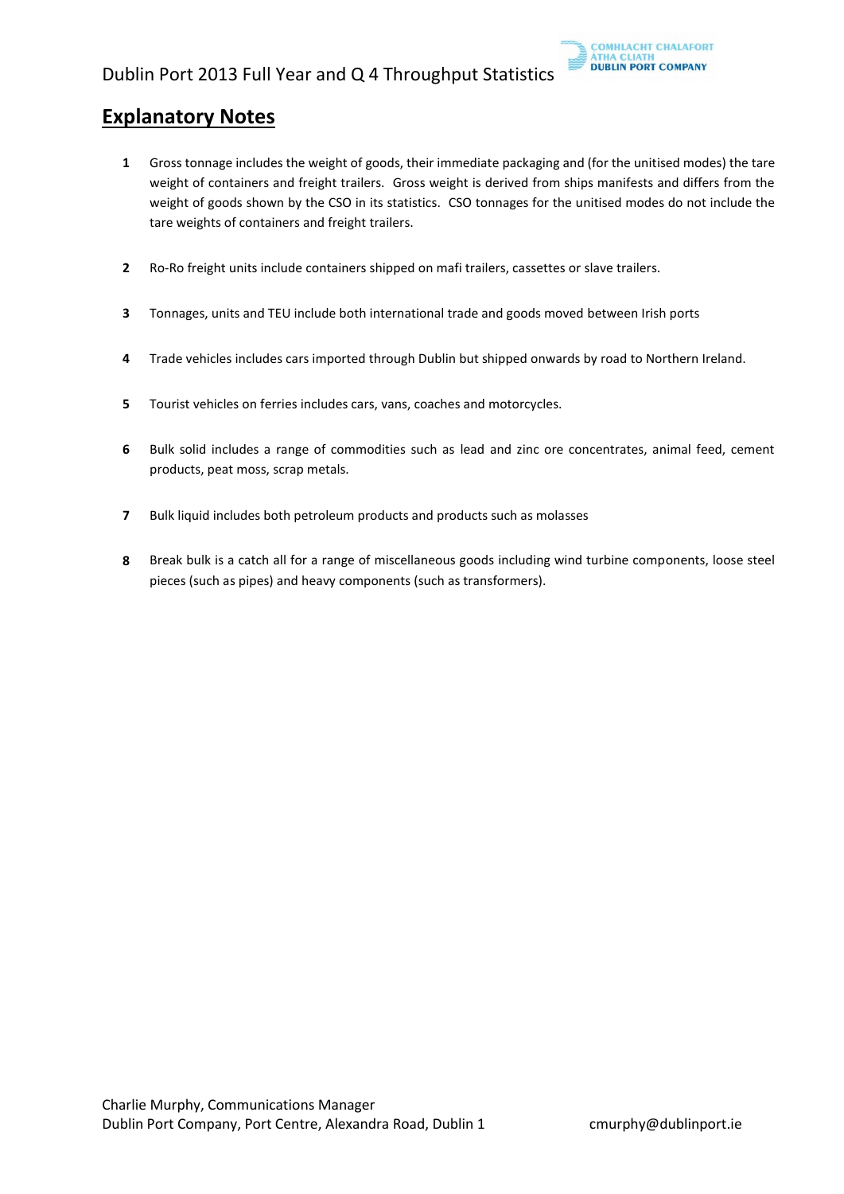## Explanatory Notes

1. Gross tonnage includes the weight of goods, their immediate packaging and (for the unitised modes) the tare weight of containers and freight trailers. Gross weight is derived from ships manifests and differs from the weight of goods shown by the CSO in its statistics. CSO tonnages for the unitised modes do not include the tare weights of containers and freight trailers.

2. Ro-Ro freight units include containers shipped on mafi trailers, cassettes or slave trailers.

3. Tonnages, units and TEU include both international trade and goods moved between Irish ports

4. Trade vehicles includes cars imported through Dublin but shipped onwards by road to Northern Ireland.

5. Tourist vehicles on ferries includes cars, vans, coaches and motorcycles.

6. Bulk solid includes a range of commodities such as lead and zinc ore concentrates, animal feed, cement products, peat moss, scrap metals.

7. Bulk liquid includes both petroleum products and products such as molasses

8. Break bulk is a catch all for a range of miscellaneous goods including wind turbine components, loose steel pieces (such as pipes) and heavy components (such as transformers).

Charlie Murphy, Communications Manager
Dublin Port Company, Port Centre, Alexandra Road, Dublin 1 cmurphy@dublinport.ie